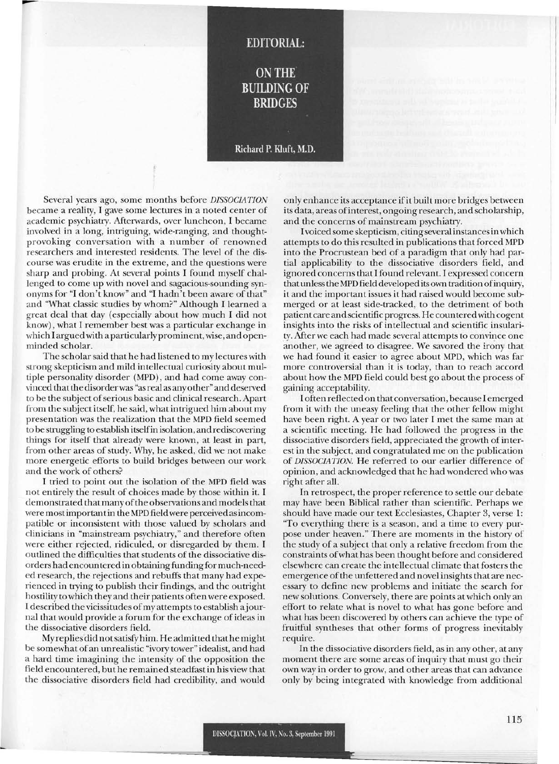# EDITORIAL: ON THE BUILDING OF BRIDGES

Richard P. Kluft, M.D.

Several years ago, some months before *DISSOCIATION* became a reality, I gave some lectures in a noted center of academic psychiatry. Afterwards, over luncheon, I became involved in a long, intriguing, wide-ranging, and thought-provoking conversation with a number of renowned researchers and interested residents. The level of the discourse was erudite in the extreme, and the questions were sharp and probing. At several points I found myself challenged to come up with novel and sagacious-sounding synonyms for "I don't know" and "I hadn't been aware of that" and "What classic studies by whom?" Although I learned a great deal that day (especially about how much I did not know), what I remember best was a particular exchange in which I argued with a particularly prominent, wise, and open-minded scholar.

The scholar said that he had listened to my lectures with strong skepticism and mild intellectual curiosity about multiple personality disorder (MPD), and had come away convinced that the disorder was "as real as any other" and deserved to be the subject of serious basic and clinical research. Apart from the subject itself, he said, what intrigued him about my presentation was the realization that the MPD field seemed to be struggling to establish itself in isolation, and rediscovering things for itself that already were known, at least in part, from other areas of study. Why, he asked, did we not make more energetic efforts to build bridges between our work and the work of others?

I tried to point out the isolation of the MPD field was not entirely the result of choices made by those within it. I demonstrated that many of the observations and models that were most important in the MPD field were perceived as incompatible or inconsistent with those valued by scholars and clinicians in "mainstream psychiatry," and therefore often were either rejected, ridiculed, or disregarded by them. I outlined the difficulties that students of the dissociative disorders had encountered in obtaining funding for much-needed research, the rejections and rebuffs that many had experienced in trying to publish their findings, and the outright hostility to which they and their patients often were exposed. I described the vicissitudes of my attempts to establish a journal that would provide a forum for the exchange of ideas in the dissociative disorders field.

My replies did not satisfy him. He admitted that he might be somewhat of an unrealistic "ivory tower" idealist, and had a hard time imagining the intensity of the opposition the field encountered, but he remained steadfast in his view that the dissociative disorders field had credibility, and would only enhance its acceptance if it built more bridges between its data, areas of interest, ongoing research, and scholarship, and the concerns of mainstream psychiatry.

I voiced some skepticism, citing several instances in which attempts to do this resulted in publications that forced MPD into the Procrustean bed of a paradigm that only had partial applicability to the dissociative disorders field, and ignored concerns that I found relevant. I expressed concern that unless the MPD field developed its own tradition of inquiry, it and the important issues it had raised would become submerged or at least side-tracked, to the detriment of both patient care and scientific progress. He countered with cogent insights into the risks of intellectual and scientific insularity. After we each had made several attempts to convince one another, we agreed to disagree. We savored the irony that we had found it easier to agree about MPD, which was far more controversial than it is today, than to reach accord about how the MPD field could best go about the process of gaining acceptability.

I often reflected on that conversation, because I emerged from it with the uneasy feeling that the other fellow might have been right. A year or two later I met the same man at a scientific meeting. He had followed the progress in the dissociative disorders field, appreciated the growth of interest in the subject, and congratulated me on the publication of *DISSOCIATION*. He referred to our earlier difference of opinion, and acknowledged that he had wondered who was right after all.

In retrospect, the proper reference to settle our debate may have been Biblical rather than scientific. Perhaps we should have made our text Ecclesiastes, Chapter 3, verse 1: "To everything there is a season, and a time to every purpose under heaven." There are moments in the history of the study of a subject that only a relative freedom from the constraints of what has been thought before and considered elsewhere can create the intellectual climate that fosters the emergence of the unfettered and novel insights that are necessary to define new problems and initiate the search for new solutions. Conversely, there are points at which only an effort to relate what is novel to what has gone before and what has been discovered by others can achieve the type of fruitful syntheses that other forms of progress inevitably require.

In the dissociative disorders field, as in any other, at any moment there are some areas of inquiry that must go their own way in order to grow, and other areas that can advance only by being integrated with knowledge from additional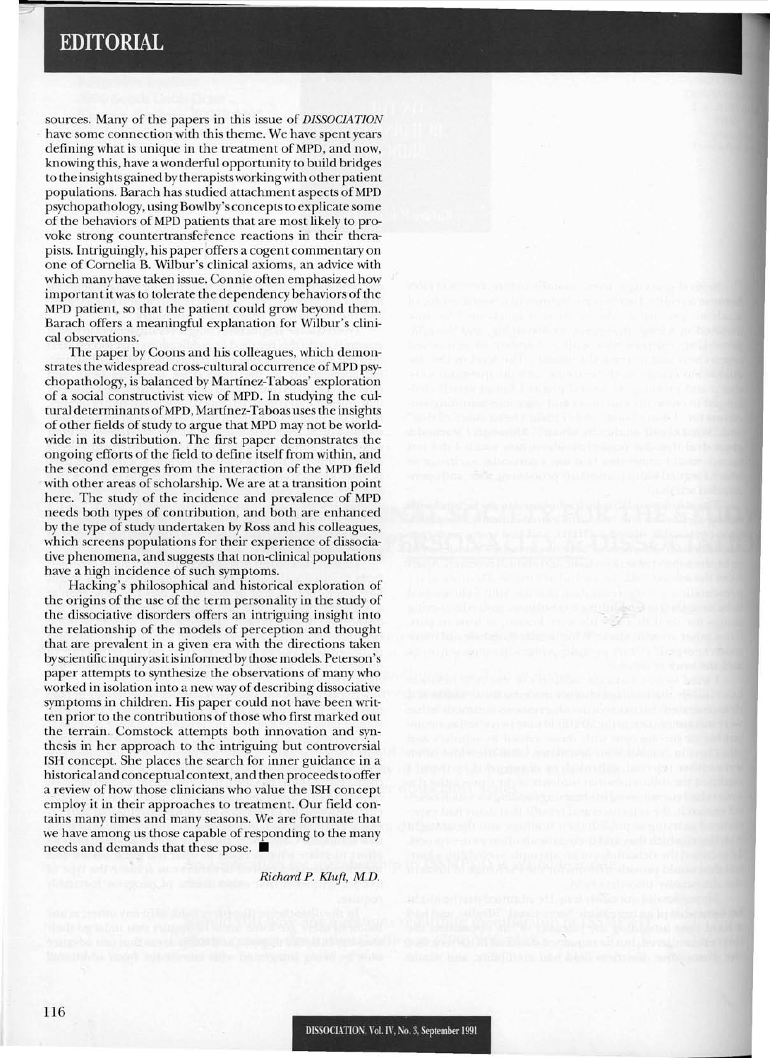# EDITORIAL

sources. Many of the papers in this issue of *DISSOCIATION* have some connection with this theme. We have spent years defining what is unique in the treatment of MPD, and now, knowing this, have a wonderful opportunity to build bridges to the insights gained by therapists working with other patient populations. Barach has studied attachment aspects of MPD psychopathology, using Bowlby's concepts to explicate some of the behaviors of MPD patients that are most likely to provoke strong countertransference reactions in their therapists. Intriguingly, his paper offers a cogent commentary on one of Cornelia B. Wilbur's clinical axioms, an advice with which many have taken issue. Connie often emphasized how important it was to tolerate the dependency behaviors of the MPD patient, so that the patient could grow beyond them. Barach offers a meaningful explanation for Wilbur's clinical observations.

The paper by Coons and his colleagues, which demonstrates the widespread cross-cultural occurrence of MPD psychopathology, is balanced by Martínez-Taboas' exploration of a social constructivist view of MPD. In studying the cultural determinants of MPD, Martínez-Taboas uses the insights of other fields of study to argue that MPD may not be worldwide in its distribution. The first paper demonstrates the ongoing efforts of the field to define itself from within, and the second emerges from the interaction of the MPD field with other areas of scholarship. We are at a transition point here. The study of the incidence and prevalence of MPD needs both types of contribution, and both are enhanced by the type of study undertaken by Ross and his colleagues, which screens populations for their experience of dissociative phenomena, and suggests that non-clinical populations have a high incidence of such symptoms.

Hacking's philosophical and historical exploration of the origins of the use of the term personality in the study of the dissociative disorders offers an intriguing insight into the relationship of the models of perception and thought that are prevalent in a given era with the directions taken by scientific inquiry as it is informed by those models. Peterson's paper attempts to synthesize the observations of many who worked in isolation into a new way of describing dissociative symptoms in children. His paper could not have been written prior to the contributions of those who first marked out the terrain. Comstock attempts both innovation and synthesis in her approach to the intriguing but controversial ISH concept. She places the search for inner guidance in a historical and conceptual context, and then proceeds to offer a review of how those clinicians who value the ISH concept employ it in their approaches to treatment. Our field contains many times and many seasons. We are fortunate that we have among us those capable of responding to the many needs and demands that these pose. ■

*Richard P. Kluft, M.D.*